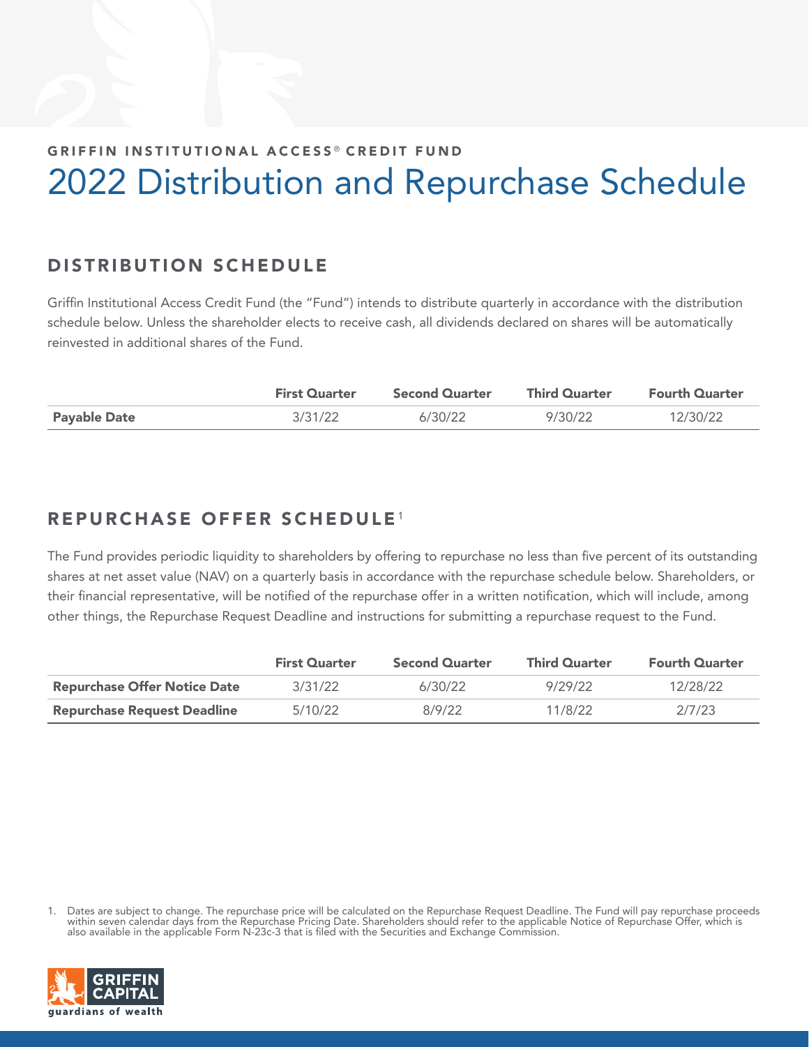GRIFFIN INSTITUTIONAL ACCESS® CREDIT FUND

# 2022 Distribution and Repurchase Schedule

## DISTRIBUTION SCHEDULE

Griffin Institutional Access Credit Fund (the "Fund") intends to distribute quarterly in accordance with the distribution schedule below. Unless the shareholder elects to receive cash, all dividends declared on shares will be automatically reinvested in additional shares of the Fund.

| | First Quarter | Second Quarter | Third Quarter | Fourth Quarter |
|---|---|---|---|---|
| **Payable Date** | 3/31/22 | 6/30/22 | 9/30/22 | 12/30/22 |

## REPURCHASE OFFER SCHEDULE[1]

The Fund provides periodic liquidity to shareholders by offering to repurchase no less than five percent of its outstanding shares at net asset value (NAV) on a quarterly basis in accordance with the repurchase schedule below. Shareholders, or their financial representative, will be notified of the repurchase offer in a written notification, which will include, among other things, the Repurchase Request Deadline and instructions for submitting a repurchase request to the Fund.

| | First Quarter | Second Quarter | Third Quarter | Fourth Quarter |
|---|---|---|---|---|
| **Repurchase Offer Notice Date** | 3/31/22 | 6/30/22 | 9/29/22 | 12/28/22 |
| **Repurchase Request Deadline** | 5/10/22 | 8/9/22 | 11/8/22 | 2/7/23 |

1. Dates are subject to change. The repurchase price will be calculated on the Repurchase Request Deadline. The Fund will pay repurchase proceeds within seven calendar days from the Repurchase Pricing Date. Shareholders should refer to the applicable Notice of Repurchase Offer, which is also available in the applicable Form N-23c-3 that is filed with the Securities and Exchange Commission.

GRIFFIN CAPITAL guardians of wealth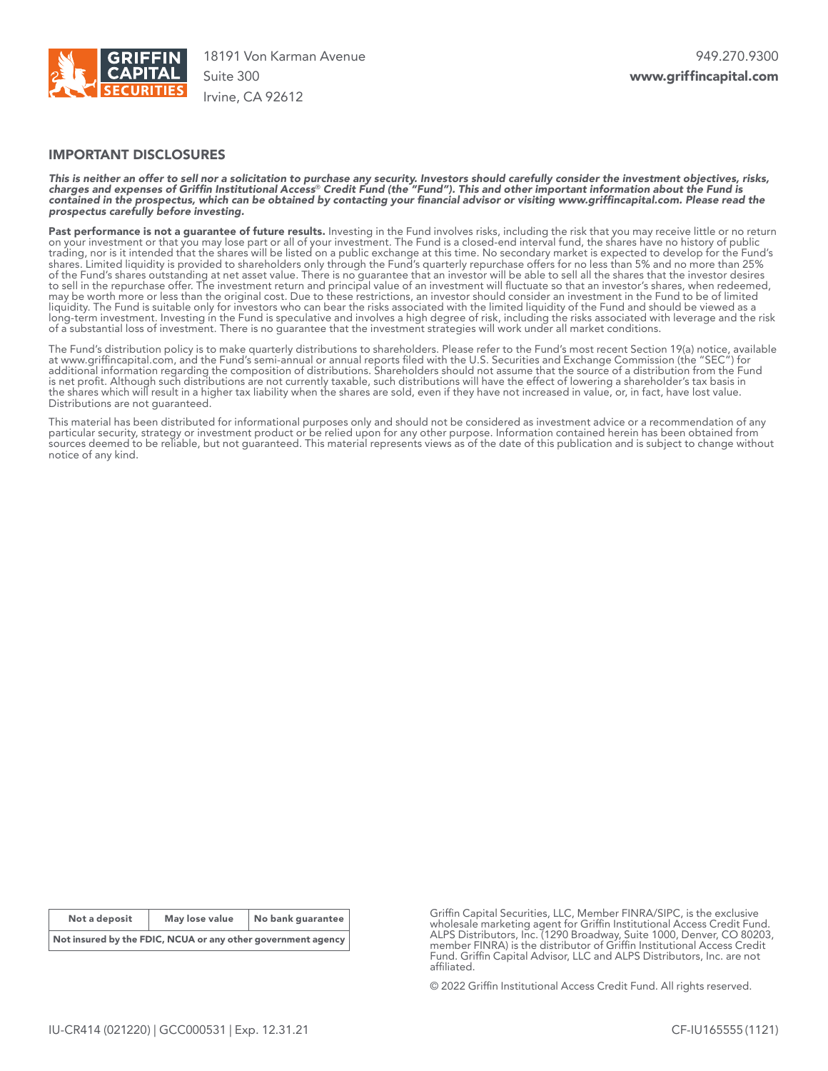18191 Von Karman Avenue
Suite 300
Irvine, CA 92612

949.270.9300
**www.griffincapital.com**

## IMPORTANT DISCLOSURES

***This is neither an offer to sell nor a solicitation to purchase any security. Investors should carefully consider the investment objectives, risks, charges and expenses of Griffin Institutional Access® Credit Fund (the "Fund"). This and other important information about the Fund is contained in the prospectus, which can be obtained by contacting your financial advisor or visiting www.griffincapital.com. Please read the prospectus carefully before investing.***

**Past performance is not a guarantee of future results.** Investing in the Fund involves risks, including the risk that you may receive little or no return on your investment or that you may lose part or all of your investment. The Fund is a closed-end interval fund, the shares have no history of public trading, nor is it intended that the shares will be listed on a public exchange at this time. No secondary market is expected to develop for the Fund's shares. Limited liquidity is provided to shareholders only through the Fund's quarterly repurchase offers for no less than 5% and no more than 25% of the Fund's shares outstanding at net asset value. There is no guarantee that an investor will be able to sell all the shares that the investor desires to sell in the repurchase offer. The investment return and principal value of an investment will fluctuate so that an investor's shares, when redeemed, may be worth more or less than the original cost. Due to these restrictions, an investor should consider an investment in the Fund to be of limited liquidity. The Fund is suitable only for investors who can bear the risks associated with the limited liquidity of the Fund and should be viewed as a long-term investment. Investing in the Fund is speculative and involves a high degree of risk, including the risks associated with leverage and the risk of a substantial loss of investment. There is no guarantee that the investment strategies will work under all market conditions.

The Fund's distribution policy is to make quarterly distributions to shareholders. Please refer to the Fund's most recent Section 19(a) notice, available at www.griffincapital.com, and the Fund's semi-annual or annual reports filed with the U.S. Securities and Exchange Commission (the "SEC") for additional information regarding the composition of distributions. Shareholders should not assume that the source of a distribution from the Fund is net profit. Although such distributions are not currently taxable, such distributions will have the effect of lowering a shareholder's tax basis in the shares which will result in a higher tax liability when the shares are sold, even if they have not increased in value, or, in fact, have lost value. Distributions are not guaranteed.

This material has been distributed for informational purposes only and should not be considered as investment advice or a recommendation of any particular security, strategy or investment product or be relied upon for any other purpose. Information contained herein has been obtained from sources deemed to be reliable, but not guaranteed. This material represents views as of the date of this publication and is subject to change without notice of any kind.

| Not a deposit | May lose value | No bank guarantee |
|---|---|---|
| Not insured by the FDIC, NCUA or any other government agency | | |

Griffin Capital Securities, LLC, Member FINRA/SIPC, is the exclusive wholesale marketing agent for Griffin Institutional Access Credit Fund. ALPS Distributors, Inc. (1290 Broadway, Suite 1000, Denver, CO 80203, member FINRA) is the distributor of Griffin Institutional Access Credit Fund. Griffin Capital Advisor, LLC and ALPS Distributors, Inc. are not affiliated.

© 2022 Griffin Institutional Access Credit Fund. All rights reserved.

IU-CR414 (021220) | GCC000531 | Exp. 12.31.21

CF-IU165555 (1121)